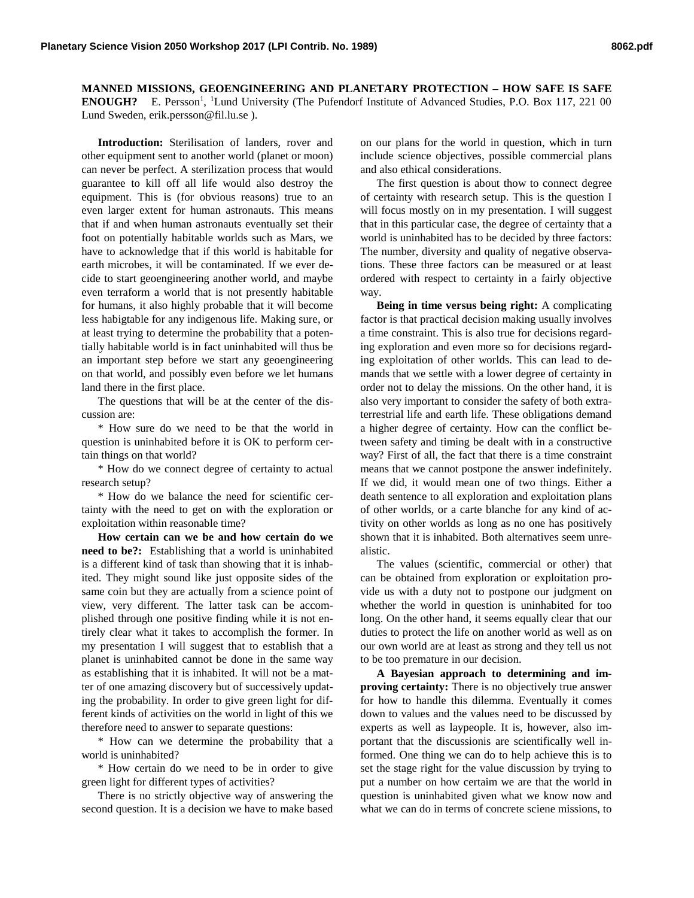# MANNED MISSIONS, GEOENGINEERING AND PLANETARY PROTECTION – HOW SAFE IS SAFE ENOUGH?

E. Persson[1], [1]Lund University (The Pufendorf Institute of Advanced Studies, P.O. Box 117, 221 00 Lund Sweden, erik.persson@fil.lu.se ).

**Introduction:** Sterilisation of landers, rover and other equipment sent to another world (planet or moon) can never be perfect. A sterilization process that would guarantee to kill off all life would also destroy the equipment. This is (for obvious reasons) true to an even larger extent for human astronauts. This means that if and when human astronauts eventually set their foot on potentially habitable worlds such as Mars, we have to acknowledge that if this world is habitable for earth microbes, it will be contaminated. If we ever decide to start geoengineering another world, and maybe even terraform a world that is not presently habitable for humans, it also highly probable that it will become less habigtable for any indigenous life. Making sure, or at least trying to determine the probability that a potentially habitable world is in fact uninhabited will thus be an important step before we start any geoengineering on that world, and possibly even before we let humans land there in the first place.

The questions that will be at the center of the discussion are:

* How sure do we need to be that the world in question is uninhabited before it is OK to perform certain things on that world?

* How do we connect degree of certainty to actual research setup?

* How do we balance the need for scientific certainty with the need to get on with the exploration or exploitation within reasonable time?

**How certain can we be and how certain do we need to be?:** Establishing that a world is uninhabited is a different kind of task than showing that it is inhabited. They might sound like just opposite sides of the same coin but they are actually from a science point of view, very different. The latter task can be accomplished through one positive finding while it is not entirely clear what it takes to accomplish the former. In my presentation I will suggest that to establish that a planet is uninhabited cannot be done in the same way as establishing that it is inhabited. It will not be a matter of one amazing discovery but of successively updating the probability. In order to give green light for different kinds of activities on the world in light of this we therefore need to answer to separate questions:

* How can we determine the probability that a world is uninhabited?

* How certain do we need to be in order to give green light for different types of activities?

There is no strictly objective way of answering the second question. It is a decision we have to make based on our plans for the world in question, which in turn include science objectives, possible commercial plans and also ethical considerations.

The first question is about thow to connect degree of certainty with research setup. This is the question I will focus mostly on in my presentation. I will suggest that in this particular case, the degree of certainty that a world is uninhabited has to be decided by three factors: The number, diversity and quality of negative observations. These three factors can be measured or at least ordered with respect to certainty in a fairly objective way.

**Being in time versus being right:** A complicating factor is that practical decision making usually involves a time constraint. This is also true for decisions regarding exploration and even more so for decisions regarding exploitation of other worlds. This can lead to demands that we settle with a lower degree of certainty in order not to delay the missions. On the other hand, it is also very important to consider the safety of both extraterrestrial life and earth life. These obligations demand a higher degree of certainty. How can the conflict between safety and timing be dealt with in a constructive way? First of all, the fact that there is a time constraint means that we cannot postpone the answer indefinitely. If we did, it would mean one of two things. Either a death sentence to all exploration and exploitation plans of other worlds, or a carte blanche for any kind of activity on other worlds as long as no one has positively shown that it is inhabited. Both alternatives seem unrealistic.

The values (scientific, commercial or other) that can be obtained from exploration or exploitation provide us with a duty not to postpone our judgment on whether the world in question is uninhabited for too long. On the other hand, it seems equally clear that our duties to protect the life on another world as well as on our own world are at least as strong and they tell us not to be too premature in our decision.

**A Bayesian approach to determining and improving certainty:** There is no objectively true answer for how to handle this dilemma. Eventually it comes down to values and the values need to be discussed by experts as well as laypeople. It is, however, also important that the discussionis are scientifically well informed. One thing we can do to help achieve this is to set the stage right for the value discussion by trying to put a number on how certaim we are that the world in question is uninhabited given what we know now and what we can do in terms of concrete sciene missions, to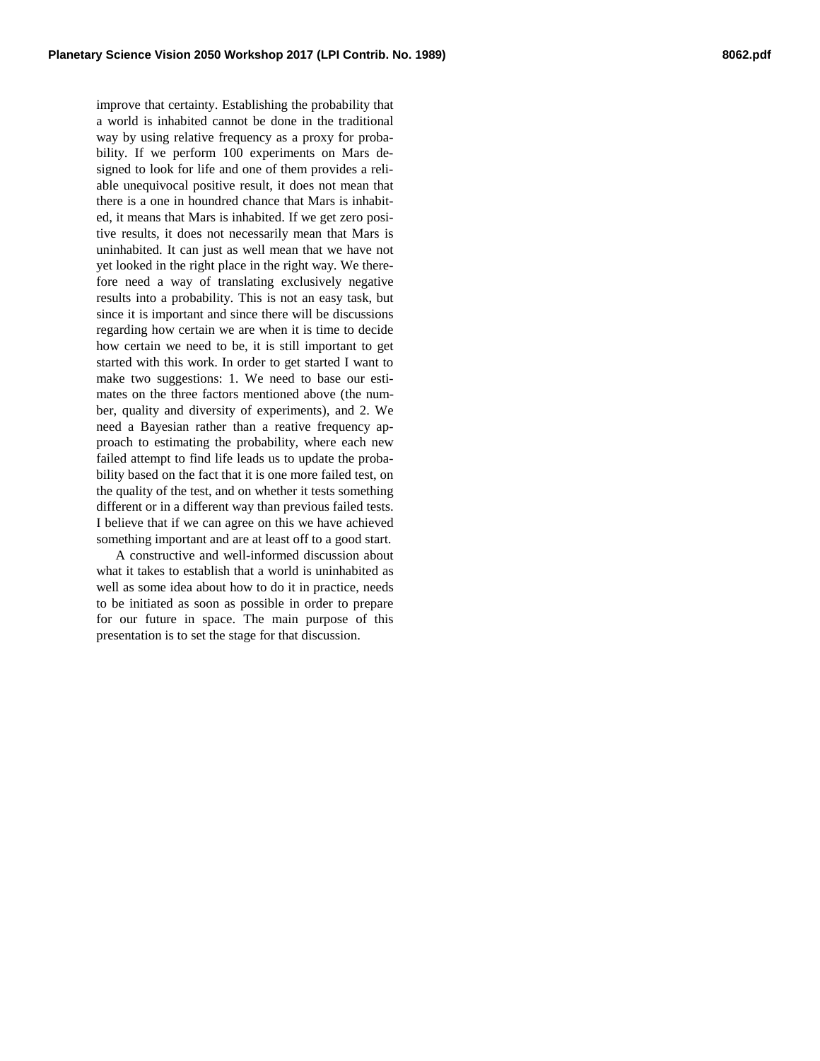improve that certainty. Establishing the probability that a world is inhabited cannot be done in the traditional way by using relative frequency as a proxy for probability. If we perform 100 experiments on Mars designed to look for life and one of them provides a reliable unequivocal positive result, it does not mean that there is a one in houndred chance that Mars is inhabited, it means that Mars is inhabited. If we get zero positive results, it does not necessarily mean that Mars is uninhabited. It can just as well mean that we have not yet looked in the right place in the right way. We therefore need a way of translating exclusively negative results into a probability. This is not an easy task, but since it is important and since there will be discussions regarding how certain we are when it is time to decide how certain we need to be, it is still important to get started with this work. In order to get started I want to make two suggestions: 1. We need to base our estimates on the three factors mentioned above (the number, quality and diversity of experiments), and 2. We need a Bayesian rather than a reative frequency approach to estimating the probability, where each new failed attempt to find life leads us to update the probability based on the fact that it is one more failed test, on the quality of the test, and on whether it tests something different or in a different way than previous failed tests. I believe that if we can agree on this we have achieved something important and are at least off to a good start.

A constructive and well-informed discussion about what it takes to establish that a world is uninhabited as well as some idea about how to do it in practice, needs to be initiated as soon as possible in order to prepare for our future in space. The main purpose of this presentation is to set the stage for that discussion.